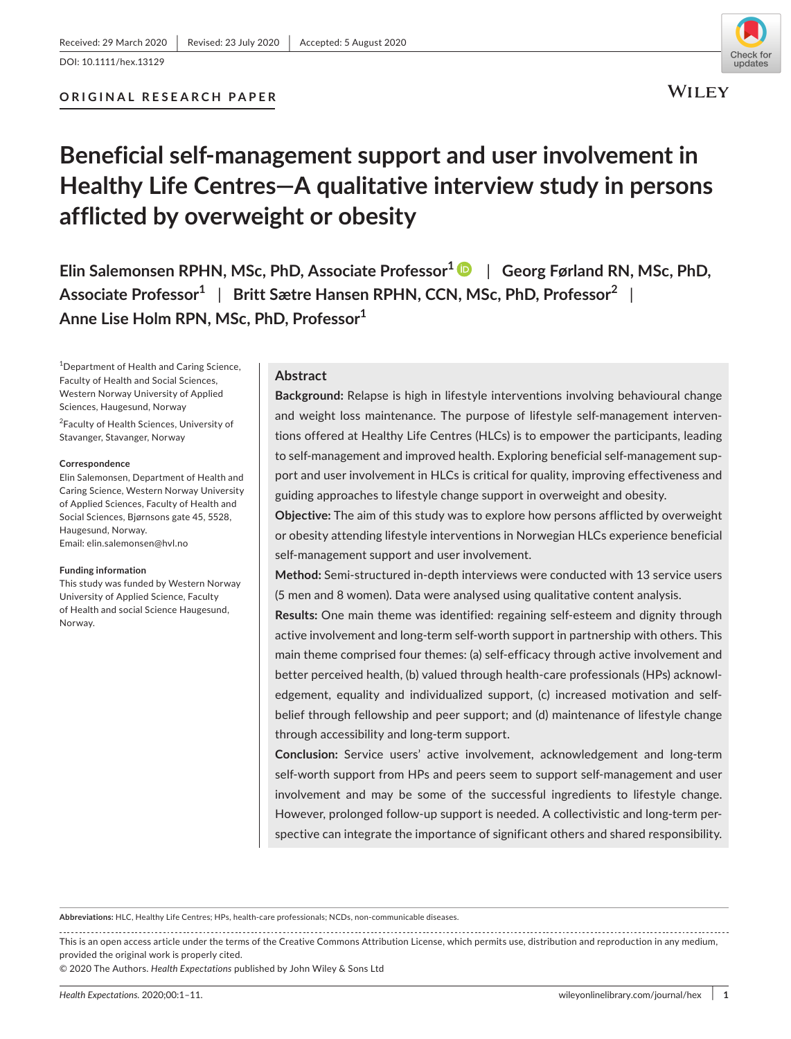Received: 29 March 2020 | Revised: 23 July 2020 | Accepted: 5 August 2020

DOI: 10.1111/hex.13129

ORIGINAL RESEARCH PAPER

# Beneficial self-management support and user involvement in Healthy Life Centres—A qualitative interview study in persons afflicted by overweight or obesity

**Elin Salemonsen RPHN, MSc, PhD, Associate Professor[1] | Georg Førland RN, MSc, PhD, Associate Professor[1] | Britt Sætre Hansen RPHN, CCN, MSc, PhD, Professor[2] | Anne Lise Holm RPN, MSc, PhD, Professor[1]**

[1]Department of Health and Caring Science, Faculty of Health and Social Sciences, Western Norway University of Applied Sciences, Haugesund, Norway

[2]Faculty of Health Sciences, University of Stavanger, Stavanger, Norway

**Correspondence**
Elin Salemonsen, Department of Health and Caring Science, Western Norway University of Applied Sciences, Faculty of Health and Social Sciences, Bjørnsons gate 45, 5528, Haugesund, Norway.
Email: elin.salemonsen@hvl.no

**Funding information**
This study was funded by Western Norway University of Applied Science, Faculty of Health and social Science Haugesund, Norway.

## Abstract

**Background:** Relapse is high in lifestyle interventions involving behavioural change and weight loss maintenance. The purpose of lifestyle self-management interventions offered at Healthy Life Centres (HLCs) is to empower the participants, leading to self-management and improved health. Exploring beneficial self-management support and user involvement in HLCs is critical for quality, improving effectiveness and guiding approaches to lifestyle change support in overweight and obesity.

**Objective:** The aim of this study was to explore how persons afflicted by overweight or obesity attending lifestyle interventions in Norwegian HLCs experience beneficial self-management support and user involvement.

**Method:** Semi-structured in-depth interviews were conducted with 13 service users (5 men and 8 women). Data were analysed using qualitative content analysis.

**Results:** One main theme was identified: regaining self-esteem and dignity through active involvement and long-term self-worth support in partnership with others. This main theme comprised four themes: (a) self-efficacy through active involvement and better perceived health, (b) valued through health-care professionals (HPs) acknowledgement, equality and individualized support, (c) increased motivation and self-belief through fellowship and peer support; and (d) maintenance of lifestyle change through accessibility and long-term support.

**Conclusion:** Service users' active involvement, acknowledgement and long-term self-worth support from HPs and peers seem to support self-management and user involvement and may be some of the successful ingredients to lifestyle change. However, prolonged follow-up support is needed. A collectivistic and long-term perspective can integrate the importance of significant others and shared responsibility.

**Abbreviations:** HLC, Healthy Life Centres; HPs, health-care professionals; NCDs, non-communicable diseases.

This is an open access article under the terms of the Creative Commons Attribution License, which permits use, distribution and reproduction in any medium, provided the original work is properly cited.
© 2020 The Authors. *Health Expectations* published by John Wiley & Sons Ltd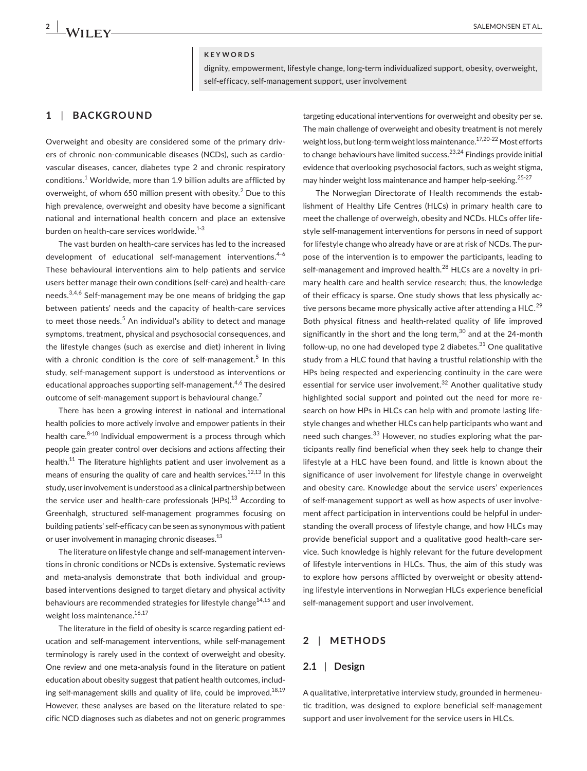**KEYWORDS**

dignity, empowerment, lifestyle change, long-term individualized support, obesity, overweight, self-efficacy, self-management support, user involvement

## 1 | BACKGROUND

Overweight and obesity are considered some of the primary drivers of chronic non-communicable diseases (NCDs), such as cardiovascular diseases, cancer, diabetes type 2 and chronic respiratory conditions.[1] Worldwide, more than 1.9 billion adults are afflicted by overweight, of whom 650 million present with obesity.[2] Due to this high prevalence, overweight and obesity have become a significant national and international health concern and place an extensive burden on health-care services worldwide.[1-3]

The vast burden on health-care services has led to the increased development of educational self-management interventions.[4-6] These behavioural interventions aim to help patients and service users better manage their own conditions (self-care) and health-care needs.[3,4,6] Self-management may be one means of bridging the gap between patients' needs and the capacity of health-care services to meet those needs.[5] An individual's ability to detect and manage symptoms, treatment, physical and psychosocial consequences, and the lifestyle changes (such as exercise and diet) inherent in living with a chronic condition is the core of self-management.[5] In this study, self-management support is understood as interventions or educational approaches supporting self-management.[4,6] The desired outcome of self-management support is behavioural change.[7]

There has been a growing interest in national and international health policies to more actively involve and empower patients in their health care.[8-10] Individual empowerment is a process through which people gain greater control over decisions and actions affecting their health.[11] The literature highlights patient and user involvement as a means of ensuring the quality of care and health services.[12,13] In this study, user involvement is understood as a clinical partnership between the service user and health-care professionals (HPs).[13] According to Greenhalgh, structured self-management programmes focusing on building patients' self-efficacy can be seen as synonymous with patient or user involvement in managing chronic diseases.[13]

The literature on lifestyle change and self-management interventions in chronic conditions or NCDs is extensive. Systematic reviews and meta-analysis demonstrate that both individual and group-based interventions designed to target dietary and physical activity behaviours are recommended strategies for lifestyle change[14,15] and weight loss maintenance.[16,17]

The literature in the field of obesity is scarce regarding patient education and self-management interventions, while self-management terminology is rarely used in the context of overweight and obesity. One review and one meta-analysis found in the literature on patient education about obesity suggest that patient health outcomes, including self-management skills and quality of life, could be improved.[18,19] However, these analyses are based on the literature related to specific NCD diagnoses such as diabetes and not on generic programmes targeting educational interventions for overweight and obesity per se. The main challenge of overweight and obesity treatment is not merely weight loss, but long-term weight loss maintenance.[17,20-22] Most efforts to change behaviours have limited success.[23,24] Findings provide initial evidence that overlooking psychosocial factors, such as weight stigma, may hinder weight loss maintenance and hamper help-seeking.[25-27]

The Norwegian Directorate of Health recommends the establishment of Healthy Life Centres (HLCs) in primary health care to meet the challenge of overweigh, obesity and NCDs. HLCs offer lifestyle self-management interventions for persons in need of support for lifestyle change who already have or are at risk of NCDs. The purpose of the intervention is to empower the participants, leading to self-management and improved health.[28] HLCs are a novelty in primary health care and health service research; thus, the knowledge of their efficacy is sparse. One study shows that less physically active persons became more physically active after attending a HLC.[29] Both physical fitness and health-related quality of life improved significantly in the short and the long term,[30] and at the 24-month follow-up, no one had developed type 2 diabetes.[31] One qualitative study from a HLC found that having a trustful relationship with the HPs being respected and experiencing continuity in the care were essential for service user involvement.[32] Another qualitative study highlighted social support and pointed out the need for more research on how HPs in HLCs can help with and promote lasting lifestyle changes and whether HLCs can help participants who want and need such changes.[33] However, no studies exploring what the participants really find beneficial when they seek help to change their lifestyle at a HLC have been found, and little is known about the significance of user involvement for lifestyle change in overweight and obesity care. Knowledge about the service users' experiences of self-management support as well as how aspects of user involvement affect participation in interventions could be helpful in understanding the overall process of lifestyle change, and how HLCs may provide beneficial support and a qualitative good health-care service. Such knowledge is highly relevant for the future development of lifestyle interventions in HLCs. Thus, the aim of this study was to explore how persons afflicted by overweight or obesity attending lifestyle interventions in Norwegian HLCs experience beneficial self-management support and user involvement.

## 2 | METHODS

### 2.1 | Design

A qualitative, interpretative interview study, grounded in hermeneutic tradition, was designed to explore beneficial self-management support and user involvement for the service users in HLCs.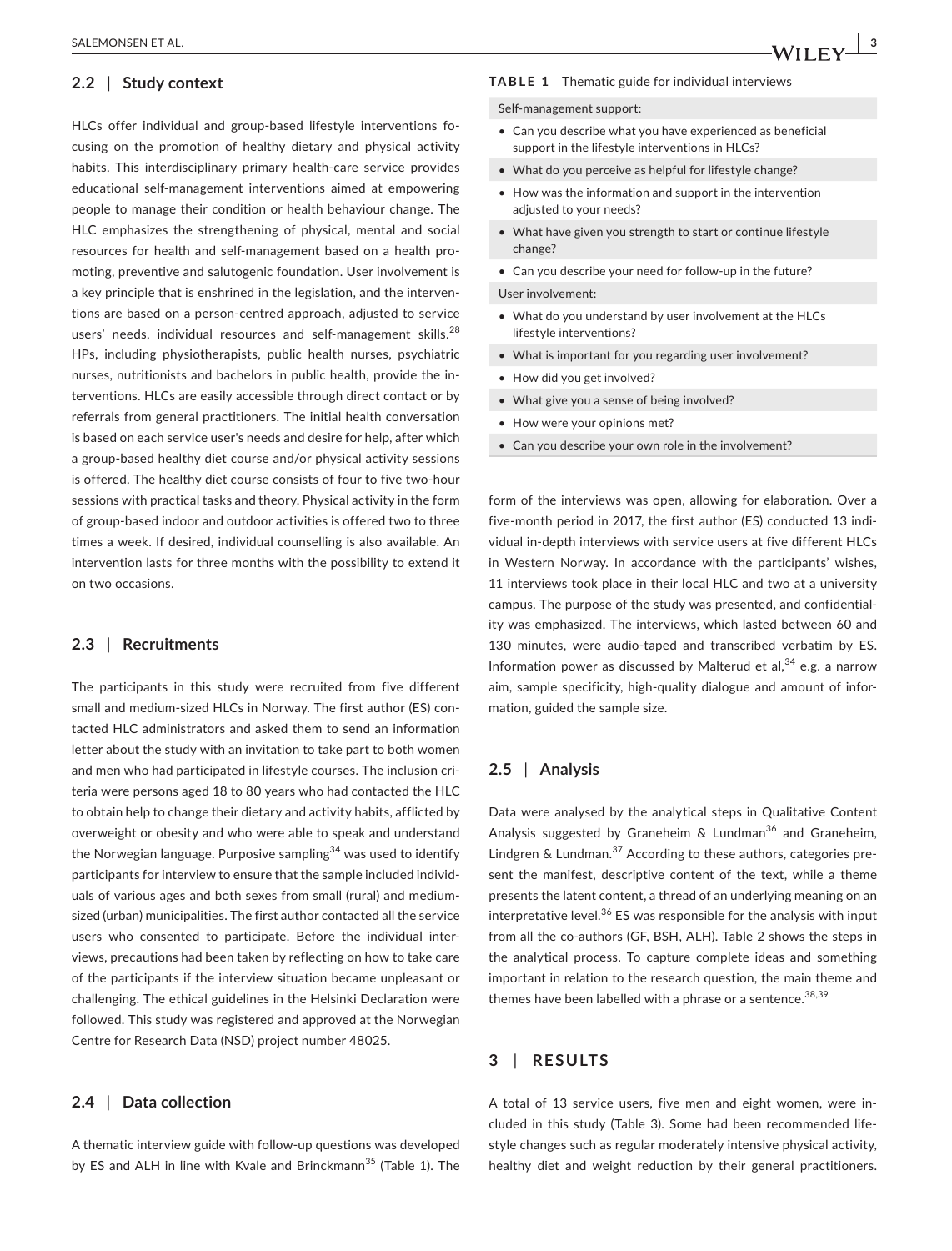### 2.2 | Study context

HLCs offer individual and group-based lifestyle interventions focusing on the promotion of healthy dietary and physical activity habits. This interdisciplinary primary health-care service provides educational self-management interventions aimed at empowering people to manage their condition or health behaviour change. The HLC emphasizes the strengthening of physical, mental and social resources for health and self-management based on a health promoting, preventive and salutogenic foundation. User involvement is a key principle that is enshrined in the legislation, and the interventions are based on a person-centred approach, adjusted to service users' needs, individual resources and self-management skills.[28] HPs, including physiotherapists, public health nurses, psychiatric nurses, nutritionists and bachelors in public health, provide the interventions. HLCs are easily accessible through direct contact or by referrals from general practitioners. The initial health conversation is based on each service user's needs and desire for help, after which a group-based healthy diet course and/or physical activity sessions is offered. The healthy diet course consists of four to five two-hour sessions with practical tasks and theory. Physical activity in the form of group-based indoor and outdoor activities is offered two to three times a week. If desired, individual counselling is also available. An intervention lasts for three months with the possibility to extend it on two occasions.

### 2.3 | Recruitments

The participants in this study were recruited from five different small and medium-sized HLCs in Norway. The first author (ES) contacted HLC administrators and asked them to send an information letter about the study with an invitation to take part to both women and men who had participated in lifestyle courses. The inclusion criteria were persons aged 18 to 80 years who had contacted the HLC to obtain help to change their dietary and activity habits, afflicted by overweight or obesity and who were able to speak and understand the Norwegian language. Purposive sampling[34] was used to identify participants for interview to ensure that the sample included individuals of various ages and both sexes from small (rural) and medium-sized (urban) municipalities. The first author contacted all the service users who consented to participate. Before the individual interviews, precautions had been taken by reflecting on how to take care of the participants if the interview situation became unpleasant or challenging. The ethical guidelines in the Helsinki Declaration were followed. This study was registered and approved at the Norwegian Centre for Research Data (NSD) project number 48025.

### 2.4 | Data collection

A thematic interview guide with follow-up questions was developed by ES and ALH in line with Kvale and Brinckmann[35] (Table 1). The form of the interviews was open, allowing for elaboration. Over a five-month period in 2017, the first author (ES) conducted 13 individual in-depth interviews with service users at five different HLCs in Western Norway. In accordance with the participants' wishes, 11 interviews took place in their local HLC and two at a university campus. The purpose of the study was presented, and confidentiality was emphasized. The interviews, which lasted between 60 and 130 minutes, were audio-taped and transcribed verbatim by ES. Information power as discussed by Malterud et al,[34] e.g. a narrow aim, sample specificity, high-quality dialogue and amount of information, guided the sample size.

**TABLE 1** Thematic guide for individual interviews

| Self-management support: |
|---|
| • Can you describe what you have experienced as beneficial support in the lifestyle interventions in HLCs? |
| • What do you perceive as helpful for lifestyle change? |
| • How was the information and support in the intervention adjusted to your needs? |
| • What have given you strength to start or continue lifestyle change? |
| • Can you describe your need for follow-up in the future? |
| **User involvement:** |
| • What do you understand by user involvement at the HLCs lifestyle interventions? |
| • What is important for you regarding user involvement? |
| • How did you get involved? |
| • What give you a sense of being involved? |
| • How were your opinions met? |
| • Can you describe your own role in the involvement? |

### 2.5 | Analysis

Data were analysed by the analytical steps in Qualitative Content Analysis suggested by Graneheim & Lundman[36] and Graneheim, Lindgren & Lundman.[37] According to these authors, categories present the manifest, descriptive content of the text, while a theme presents the latent content, a thread of an underlying meaning on an interpretative level.[36] ES was responsible for the analysis with input from all the co-authors (GF, BSH, ALH). Table 2 shows the steps in the analytical process. To capture complete ideas and something important in relation to the research question, the main theme and themes have been labelled with a phrase or a sentence.[38,39]

## 3 | RESULTS

A total of 13 service users, five men and eight women, were included in this study (Table 3). Some had been recommended lifestyle changes such as regular moderately intensive physical activity, healthy diet and weight reduction by their general practitioners.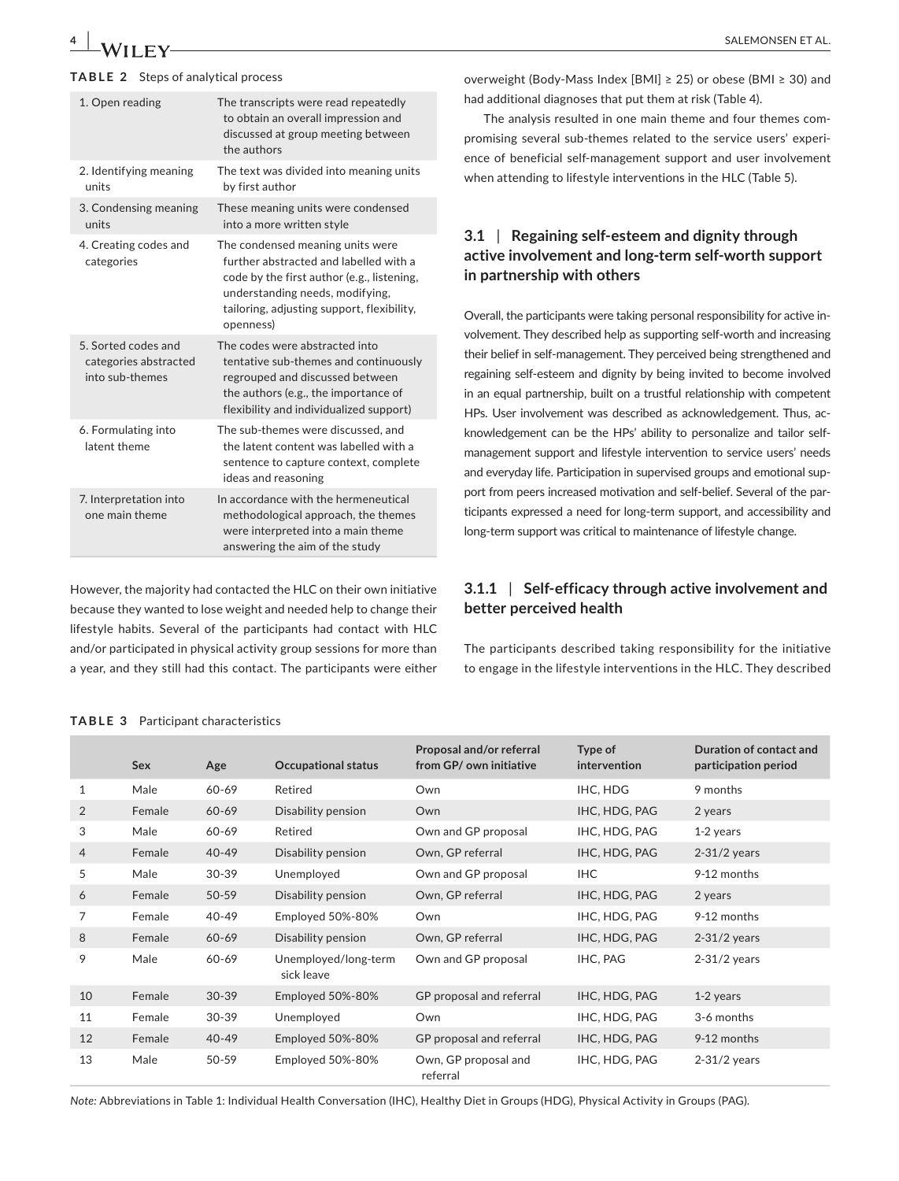**TABLE 2** Steps of analytical process

| | |
|---|---|
| 1. Open reading | The transcripts were read repeatedly to obtain an overall impression and discussed at group meeting between the authors |
| 2. Identifying meaning units | The text was divided into meaning units by first author |
| 3. Condensing meaning units | These meaning units were condensed into a more written style |
| 4. Creating codes and categories | The condensed meaning units were further abstracted and labelled with a code by the first author (e.g., listening, understanding needs, modifying, tailoring, adjusting support, flexibility, openness) |
| 5. Sorted codes and categories abstracted into sub-themes | The codes were abstracted into tentative sub-themes and continuously regrouped and discussed between the authors (e.g., the importance of flexibility and individualized support) |
| 6. Formulating into latent theme | The sub-themes were discussed, and the latent content was labelled with a sentence to capture context, complete ideas and reasoning |
| 7. Interpretation into one main theme | In accordance with the hermeneutical methodological approach, the themes were interpreted into a main theme answering the aim of the study |

However, the majority had contacted the HLC on their own initiative because they wanted to lose weight and needed help to change their lifestyle habits. Several of the participants had contact with HLC and/or participated in physical activity group sessions for more than a year, and they still had this contact. The participants were either overweight (Body-Mass Index [BMI] ≥ 25) or obese (BMI ≥ 30) and had additional diagnoses that put them at risk (Table 4).

The analysis resulted in one main theme and four themes comprising several sub-themes related to the service users' experience of beneficial self-management support and user involvement when attending to lifestyle interventions in the HLC (Table 5).

## 3.1 | Regaining self-esteem and dignity through active involvement and long-term self-worth support in partnership with others

Overall, the participants were taking personal responsibility for active involvement. They described help as supporting self-worth and increasing their belief in self-management. They perceived being strengthened and regaining self-esteem and dignity by being invited to become involved in an equal partnership, built on a trustful relationship with competent HPs. User involvement was described as acknowledgement. Thus, acknowledgement can be the HPs' ability to personalize and tailor self-management support and lifestyle intervention to service users' needs and everyday life. Participation in supervised groups and emotional support from peers increased motivation and self-belief. Several of the participants expressed a need for long-term support, and accessibility and long-term support was critical to maintenance of lifestyle change.

### 3.1.1 | Self-efficacy through active involvement and better perceived health

The participants described taking responsibility for the initiative to engage in the lifestyle interventions in the HLC. They described

**TABLE 3** Participant characteristics

| | Sex | Age | Occupational status | Proposal and/or referral from GP/ own initiative | Type of intervention | Duration of contact and participation period |
|---|---|---|---|---|---|---|
| 1 | Male | 60-69 | Retired | Own | IHC, HDG | 9 months |
| 2 | Female | 60-69 | Disability pension | Own | IHC, HDG, PAG | 2 years |
| 3 | Male | 60-69 | Retired | Own and GP proposal | IHC, HDG, PAG | 1-2 years |
| 4 | Female | 40-49 | Disability pension | Own, GP referral | IHC, HDG, PAG | 2-31/2 years |
| 5 | Male | 30-39 | Unemployed | Own and GP proposal | IHC | 9-12 months |
| 6 | Female | 50-59 | Disability pension | Own, GP referral | IHC, HDG, PAG | 2 years |
| 7 | Female | 40-49 | Employed 50%-80% | Own | IHC, HDG, PAG | 9-12 months |
| 8 | Female | 60-69 | Disability pension | Own, GP referral | IHC, HDG, PAG | 2-31/2 years |
| 9 | Male | 60-69 | Unemployed/long-term sick leave | Own and GP proposal | IHC, PAG | 2-31/2 years |
| 10 | Female | 30-39 | Employed 50%-80% | GP proposal and referral | IHC, HDG, PAG | 1-2 years |
| 11 | Female | 30-39 | Unemployed | Own | IHC, HDG, PAG | 3-6 months |
| 12 | Female | 40-49 | Employed 50%-80% | GP proposal and referral | IHC, HDG, PAG | 9-12 months |
| 13 | Male | 50-59 | Employed 50%-80% | Own, GP proposal and referral | IHC, HDG, PAG | 2-31/2 years |

*Note:* Abbreviations in Table 1: Individual Health Conversation (IHC), Healthy Diet in Groups (HDG), Physical Activity in Groups (PAG).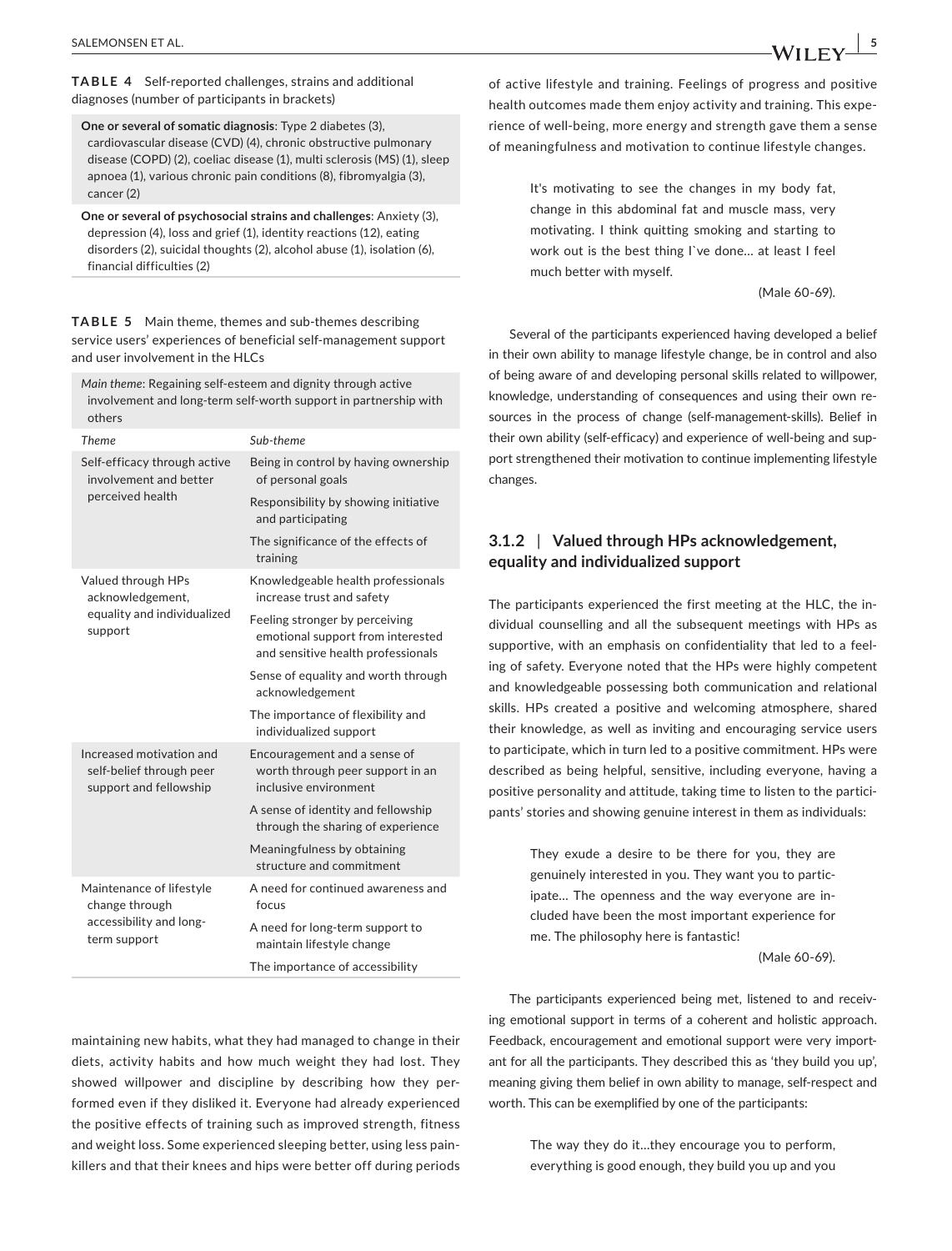**TABLE 4** Self-reported challenges, strains and additional diagnoses (number of participants in brackets)

| |
|---|
| **One or several of somatic diagnosis**: Type 2 diabetes (3), cardiovascular disease (CVD) (4), chronic obstructive pulmonary disease (COPD) (2), coeliac disease (1), multi sclerosis (MS) (1), sleep apnoea (1), various chronic pain conditions (8), fibromyalgia (3), cancer (2) |
| **One or several of psychosocial strains and challenges**: Anxiety (3), depression (4), loss and grief (1), identity reactions (12), eating disorders (2), suicidal thoughts (2), alcohol abuse (1), isolation (6), financial difficulties (2) |

**TABLE 5** Main theme, themes and sub-themes describing service users' experiences of beneficial self-management support and user involvement in the HLCs

*Main theme*: Regaining self-esteem and dignity through active involvement and long-term self-worth support in partnership with others

| *Theme* | *Sub-theme* |
|---|---|
| Self-efficacy through active involvement and better perceived health | Being in control by having ownership of personal goals |
| | Responsibility by showing initiative and participating |
| | The significance of the effects of training |
| Valued through HPs acknowledgement, equality and individualized support | Knowledgeable health professionals increase trust and safety |
| | Feeling stronger by perceiving emotional support from interested and sensitive health professionals |
| | Sense of equality and worth through acknowledgement |
| | The importance of flexibility and individualized support |
| Increased motivation and self-belief through peer support and fellowship | Encouragement and a sense of worth through peer support in an inclusive environment |
| | A sense of identity and fellowship through the sharing of experience |
| | Meaningfulness by obtaining structure and commitment |
| Maintenance of lifestyle change through accessibility and long-term support | A need for continued awareness and focus |
| | A need for long-term support to maintain lifestyle change |
| | The importance of accessibility |

maintaining new habits, what they had managed to change in their diets, activity habits and how much weight they had lost. They showed willpower and discipline by describing how they performed even if they disliked it. Everyone had already experienced the positive effects of training such as improved strength, fitness and weight loss. Some experienced sleeping better, using less painkillers and that their knees and hips were better off during periods of active lifestyle and training. Feelings of progress and positive health outcomes made them enjoy activity and training. This experience of well-being, more energy and strength gave them a sense of meaningfulness and motivation to continue lifestyle changes.

> It's motivating to see the changes in my body fat, change in this abdominal fat and muscle mass, very motivating. I think quitting smoking and starting to work out is the best thing I`ve done… at least I feel much better with myself.
>
> (Male 60-69).

Several of the participants experienced having developed a belief in their own ability to manage lifestyle change, be in control and also of being aware of and developing personal skills related to willpower, knowledge, understanding of consequences and using their own resources in the process of change (self-management-skills). Belief in their own ability (self-efficacy) and experience of well-being and support strengthened their motivation to continue implementing lifestyle changes.

### 3.1.2 | Valued through HPs acknowledgement, equality and individualized support

The participants experienced the first meeting at the HLC, the individual counselling and all the subsequent meetings with HPs as supportive, with an emphasis on confidentiality that led to a feeling of safety. Everyone noted that the HPs were highly competent and knowledgeable possessing both communication and relational skills. HPs created a positive and welcoming atmosphere, shared their knowledge, as well as inviting and encouraging service users to participate, which in turn led to a positive commitment. HPs were described as being helpful, sensitive, including everyone, having a positive personality and attitude, taking time to listen to the participants' stories and showing genuine interest in them as individuals:

> They exude a desire to be there for you, they are genuinely interested in you. They want you to participate… The openness and the way everyone are included have been the most important experience for me. The philosophy here is fantastic!
>
> (Male 60-69).

The participants experienced being met, listened to and receiving emotional support in terms of a coherent and holistic approach. Feedback, encouragement and emotional support were very important for all the participants. They described this as 'they build you up', meaning giving them belief in own ability to manage, self-respect and worth. This can be exemplified by one of the participants:

> The way they do it…they encourage you to perform, everything is good enough, they build you up and you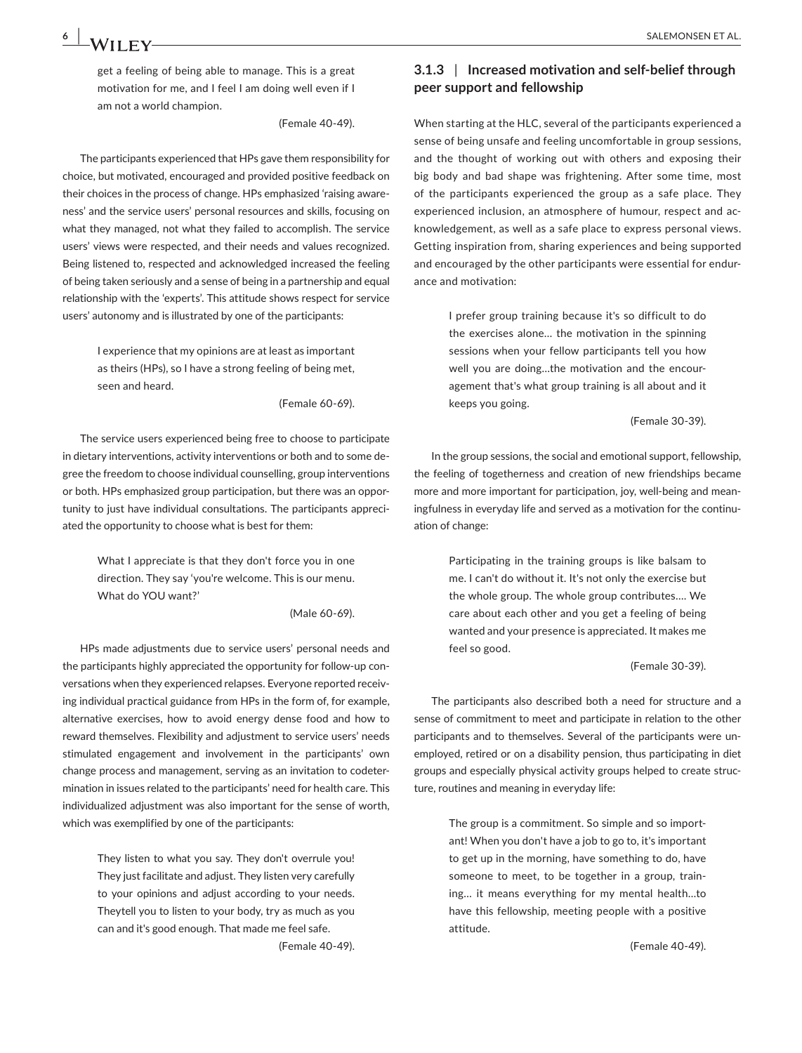> get a feeling of being able to manage. This is a great motivation for me, and I feel I am doing well even if I am not a world champion.
>
> (Female 40-49).

The participants experienced that HPs gave them responsibility for choice, but motivated, encouraged and provided positive feedback on their choices in the process of change. HPs emphasized 'raising awareness' and the service users' personal resources and skills, focusing on what they managed, not what they failed to accomplish. The service users' views were respected, and their needs and values recognized. Being listened to, respected and acknowledged increased the feeling of being taken seriously and a sense of being in a partnership and equal relationship with the 'experts'. This attitude shows respect for service users' autonomy and is illustrated by one of the participants:

> I experience that my opinions are at least as important as theirs (HPs), so I have a strong feeling of being met, seen and heard.
>
> (Female 60-69).

The service users experienced being free to choose to participate in dietary interventions, activity interventions or both and to some degree the freedom to choose individual counselling, group interventions or both. HPs emphasized group participation, but there was an opportunity to just have individual consultations. The participants appreciated the opportunity to choose what is best for them:

> What I appreciate is that they don't force you in one direction. They say 'you're welcome. This is our menu. What do YOU want?'
>
> (Male 60-69).

HPs made adjustments due to service users' personal needs and the participants highly appreciated the opportunity for follow-up conversations when they experienced relapses. Everyone reported receiving individual practical guidance from HPs in the form of, for example, alternative exercises, how to avoid energy dense food and how to reward themselves. Flexibility and adjustment to service users' needs stimulated engagement and involvement in the participants' own change process and management, serving as an invitation to codetermination in issues related to the participants' need for health care. This individualized adjustment was also important for the sense of worth, which was exemplified by one of the participants:

> They listen to what you say. They don't overrule you! They just facilitate and adjust. They listen very carefully to your opinions and adjust according to your needs. Theytell you to listen to your body, try as much as you can and it's good enough. That made me feel safe.
>
> (Female 40-49).

### 3.1.3 | Increased motivation and self-belief through peer support and fellowship

When starting at the HLC, several of the participants experienced a sense of being unsafe and feeling uncomfortable in group sessions, and the thought of working out with others and exposing their big body and bad shape was frightening. After some time, most of the participants experienced the group as a safe place. They experienced inclusion, an atmosphere of humour, respect and acknowledgement, as well as a safe place to express personal views. Getting inspiration from, sharing experiences and being supported and encouraged by the other participants were essential for endurance and motivation:

> I prefer group training because it's so difficult to do the exercises alone… the motivation in the spinning sessions when your fellow participants tell you how well you are doing…the motivation and the encouragement that's what group training is all about and it keeps you going.
>
> (Female 30-39).

In the group sessions, the social and emotional support, fellowship, the feeling of togetherness and creation of new friendships became more and more important for participation, joy, well-being and meaningfulness in everyday life and served as a motivation for the continuation of change:

> Participating in the training groups is like balsam to me. I can't do without it. It's not only the exercise but the whole group. The whole group contributes…. We care about each other and you get a feeling of being wanted and your presence is appreciated. It makes me feel so good.
>
> (Female 30-39).

The participants also described both a need for structure and a sense of commitment to meet and participate in relation to the other participants and to themselves. Several of the participants were unemployed, retired or on a disability pension, thus participating in diet groups and especially physical activity groups helped to create structure, routines and meaning in everyday life:

> The group is a commitment. So simple and so important! When you don't have a job to go to, it's important to get up in the morning, have something to do, have someone to meet, to be together in a group, training… it means everything for my mental health…to have this fellowship, meeting people with a positive attitude.
>
> (Female 40-49).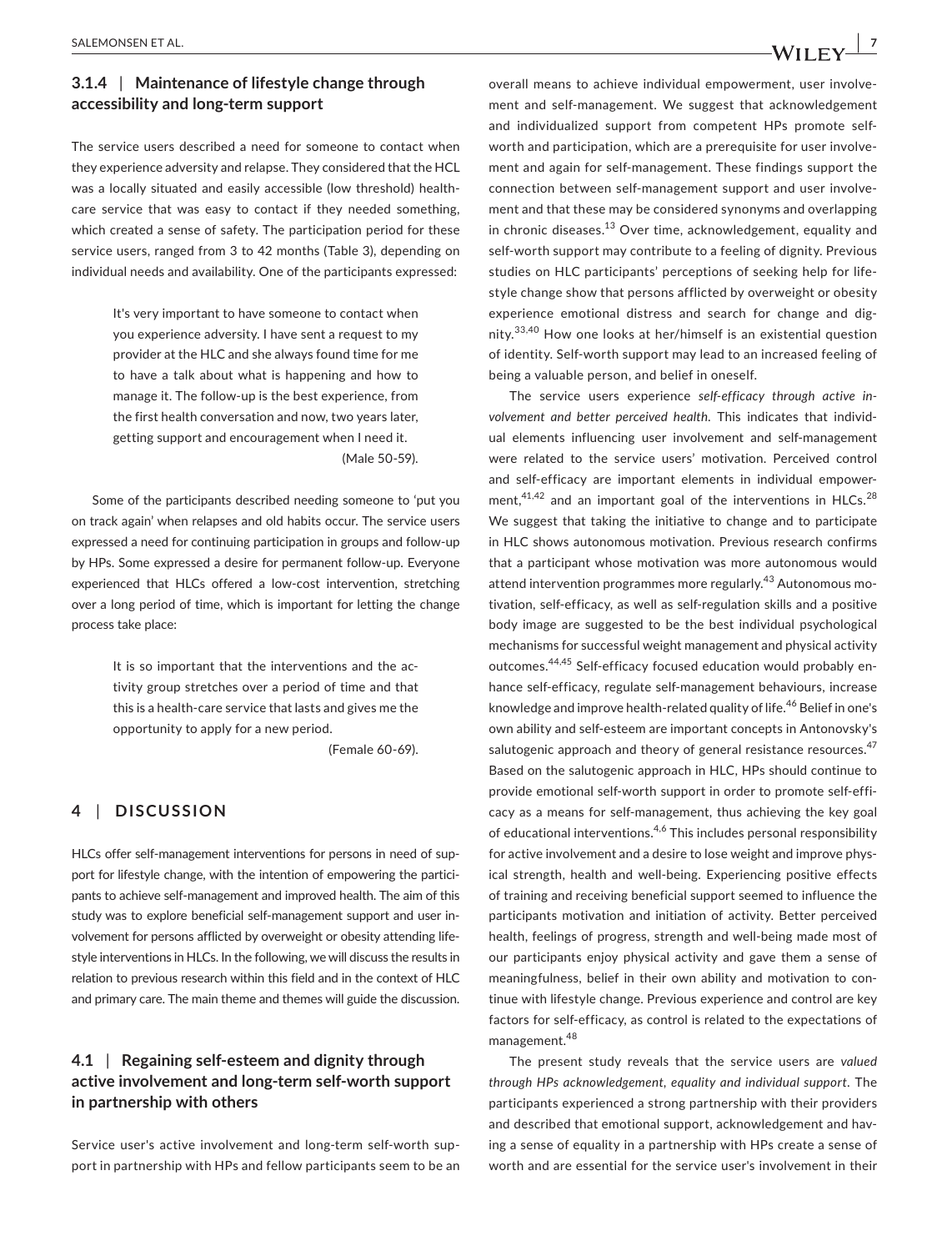### 3.1.4 | Maintenance of lifestyle change through accessibility and long-term support

The service users described a need for someone to contact when they experience adversity and relapse. They considered that the HCL was a locally situated and easily accessible (low threshold) health-care service that was easy to contact if they needed something, which created a sense of safety. The participation period for these service users, ranged from 3 to 42 months (Table 3), depending on individual needs and availability. One of the participants expressed:

> It's very important to have someone to contact when you experience adversity. I have sent a request to my provider at the HLC and she always found time for me to have a talk about what is happening and how to manage it. The follow-up is the best experience, from the first health conversation and now, two years later, getting support and encouragement when I need it.
>
> (Male 50-59).

Some of the participants described needing someone to 'put you on track again' when relapses and old habits occur. The service users expressed a need for continuing participation in groups and follow-up by HPs. Some expressed a desire for permanent follow-up. Everyone experienced that HLCs offered a low-cost intervention, stretching over a long period of time, which is important for letting the change process take place:

> It is so important that the interventions and the activity group stretches over a period of time and that this is a health-care service that lasts and gives me the opportunity to apply for a new period.
>
> (Female 60-69).

## 4 | DISCUSSION

HLCs offer self-management interventions for persons in need of support for lifestyle change, with the intention of empowering the participants to achieve self-management and improved health. The aim of this study was to explore beneficial self-management support and user involvement for persons afflicted by overweight or obesity attending lifestyle interventions in HLCs. In the following, we will discuss the results in relation to previous research within this field and in the context of HLC and primary care. The main theme and themes will guide the discussion.

### 4.1 | Regaining self-esteem and dignity through active involvement and long-term self-worth support in partnership with others

Service user's active involvement and long-term self-worth support in partnership with HPs and fellow participants seem to be an overall means to achieve individual empowerment, user involvement and self-management. We suggest that acknowledgement and individualized support from competent HPs promote self-worth and participation, which are a prerequisite for user involvement and again for self-management. These findings support the connection between self-management support and user involvement and that these may be considered synonyms and overlapping in chronic diseases.[13] Over time, acknowledgement, equality and self-worth support may contribute to a feeling of dignity. Previous studies on HLC participants' perceptions of seeking help for lifestyle change show that persons afflicted by overweight or obesity experience emotional distress and search for change and dignity.[33,40] How one looks at her/himself is an existential question of identity. Self-worth support may lead to an increased feeling of being a valuable person, and belief in oneself.

The service users experience *self-efficacy through active involvement and better perceived health*. This indicates that individual elements influencing user involvement and self-management were related to the service users' motivation. Perceived control and self-efficacy are important elements in individual empowerment,[41,42] and an important goal of the interventions in HLCs.[28] We suggest that taking the initiative to change and to participate in HLC shows autonomous motivation. Previous research confirms that a participant whose motivation was more autonomous would attend intervention programmes more regularly.[43] Autonomous motivation, self-efficacy, as well as self-regulation skills and a positive body image are suggested to be the best individual psychological mechanisms for successful weight management and physical activity outcomes.[44,45] Self-efficacy focused education would probably enhance self-efficacy, regulate self-management behaviours, increase knowledge and improve health-related quality of life.[46] Belief in one's own ability and self-esteem are important concepts in Antonovsky's salutogenic approach and theory of general resistance resources.[47] Based on the salutogenic approach in HLC, HPs should continue to provide emotional self-worth support in order to promote self-efficacy as a means for self-management, thus achieving the key goal of educational interventions.[4,6] This includes personal responsibility for active involvement and a desire to lose weight and improve physical strength, health and well-being. Experiencing positive effects of training and receiving beneficial support seemed to influence the participants motivation and initiation of activity. Better perceived health, feelings of progress, strength and well-being made most of our participants enjoy physical activity and gave them a sense of meaningfulness, belief in their own ability and motivation to continue with lifestyle change. Previous experience and control are key factors for self-efficacy, as control is related to the expectations of management.[48]

The present study reveals that the service users are *valued through HPs acknowledgement, equality and individual support*. The participants experienced a strong partnership with their providers and described that emotional support, acknowledgement and having a sense of equality in a partnership with HPs create a sense of worth and are essential for the service user's involvement in their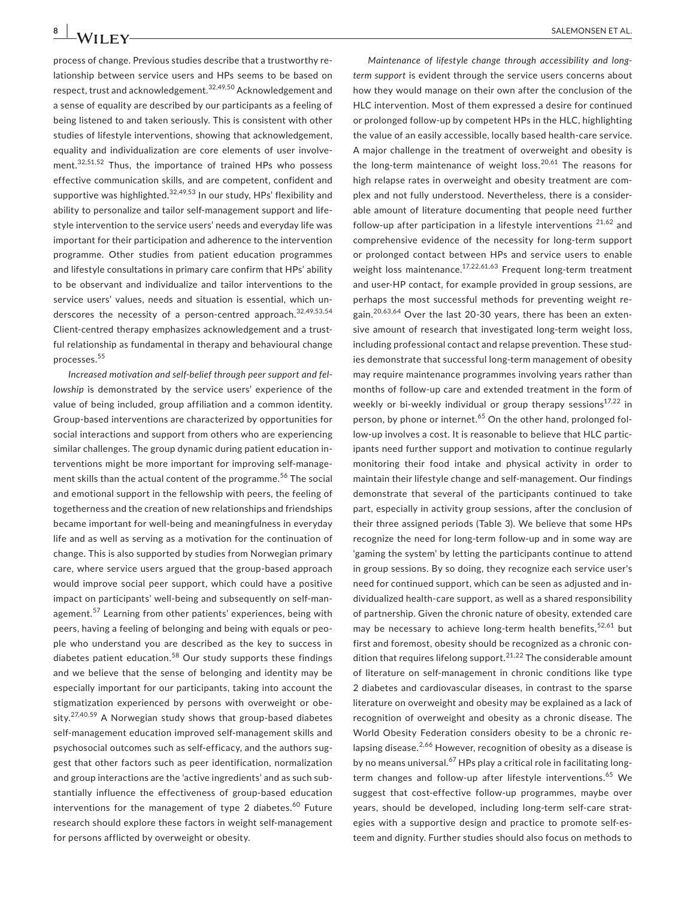process of change. Previous studies describe that a trustworthy relationship between service users and HPs seems to be based on respect, trust and acknowledgement.[32,49,50] Acknowledgement and a sense of equality are described by our participants as a feeling of being listened to and taken seriously. This is consistent with other studies of lifestyle interventions, showing that acknowledgement, equality and individualization are core elements of user involvement.[32,51,52] Thus, the importance of trained HPs who possess effective communication skills, and are competent, confident and supportive was highlighted.[32,49,53] In our study, HPs' flexibility and ability to personalize and tailor self-management support and lifestyle intervention to the service users' needs and everyday life was important for their participation and adherence to the intervention programme. Other studies from patient education programmes and lifestyle consultations in primary care confirm that HPs' ability to be observant and individualize and tailor interventions to the service users' values, needs and situation is essential, which underscores the necessity of a person-centred approach.[32,49,53,54] Client-centred therapy emphasizes acknowledgement and a trustful relationship as fundamental in therapy and behavioural change processes.[55]

*Increased motivation and self-belief through peer support and fellowship* is demonstrated by the service users' experience of the value of being included, group affiliation and a common identity. Group-based interventions are characterized by opportunities for social interactions and support from others who are experiencing similar challenges. The group dynamic during patient education interventions might be more important for improving self-management skills than the actual content of the programme.[56] The social and emotional support in the fellowship with peers, the feeling of togetherness and the creation of new relationships and friendships became important for well-being and meaningfulness in everyday life and as well as serving as a motivation for the continuation of change. This is also supported by studies from Norwegian primary care, where service users argued that the group-based approach would improve social peer support, which could have a positive impact on participants' well-being and subsequently on self-management.[57] Learning from other patients' experiences, being with peers, having a feeling of belonging and being with equals or people who understand you are described as the key to success in diabetes patient education.[58] Our study supports these findings and we believe that the sense of belonging and identity may be especially important for our participants, taking into account the stigmatization experienced by persons with overweight or obesity.[27,40,59] A Norwegian study shows that group-based diabetes self-management education improved self-management skills and psychosocial outcomes such as self-efficacy, and the authors suggest that other factors such as peer identification, normalization and group interactions are the 'active ingredients' and as such substantially influence the effectiveness of group-based education interventions for the management of type 2 diabetes.[60] Future research should explore these factors in weight self-management for persons afflicted by overweight or obesity.

*Maintenance of lifestyle change through accessibility and long-term support* is evident through the service users concerns about how they would manage on their own after the conclusion of the HLC intervention. Most of them expressed a desire for continued or prolonged follow-up by competent HPs in the HLC, highlighting the value of an easily accessible, locally based health-care service. A major challenge in the treatment of overweight and obesity is the long-term maintenance of weight loss.[20,61] The reasons for high relapse rates in overweight and obesity treatment are complex and not fully understood. Nevertheless, there is a considerable amount of literature documenting that people need further follow-up after participation in a lifestyle interventions [21,62] and comprehensive evidence of the necessity for long-term support or prolonged contact between HPs and service users to enable weight loss maintenance.[17,22,61,63] Frequent long-term treatment and user-HP contact, for example provided in group sessions, are perhaps the most successful methods for preventing weight regain.[20,63,64] Over the last 20-30 years, there has been an extensive amount of research that investigated long-term weight loss, including professional contact and relapse prevention. These studies demonstrate that successful long-term management of obesity may require maintenance programmes involving years rather than months of follow-up care and extended treatment in the form of weekly or bi-weekly individual or group therapy sessions[17,22] in person, by phone or internet.[65] On the other hand, prolonged follow-up involves a cost. It is reasonable to believe that HLC participants need further support and motivation to continue regularly monitoring their food intake and physical activity in order to maintain their lifestyle change and self-management. Our findings demonstrate that several of the participants continued to take part, especially in activity group sessions, after the conclusion of their three assigned periods (Table 3). We believe that some HPs recognize the need for long-term follow-up and in some way are 'gaming the system' by letting the participants continue to attend in group sessions. By so doing, they recognize each service user's need for continued support, which can be seen as adjusted and individualized health-care support, as well as a shared responsibility of partnership. Given the chronic nature of obesity, extended care may be necessary to achieve long-term health benefits,[52,61] but first and foremost, obesity should be recognized as a chronic condition that requires lifelong support.[21,22] The considerable amount of literature on self-management in chronic conditions like type 2 diabetes and cardiovascular diseases, in contrast to the sparse literature on overweight and obesity may be explained as a lack of recognition of overweight and obesity as a chronic disease. The World Obesity Federation considers obesity to be a chronic relapsing disease.[2,66] However, recognition of obesity as a disease is by no means universal.[67] HPs play a critical role in facilitating long-term changes and follow-up after lifestyle interventions.[65] We suggest that cost-effective follow-up programmes, maybe over years, should be developed, including long-term self-care strategies with a supportive design and practice to promote self-esteem and dignity. Further studies should also focus on methods to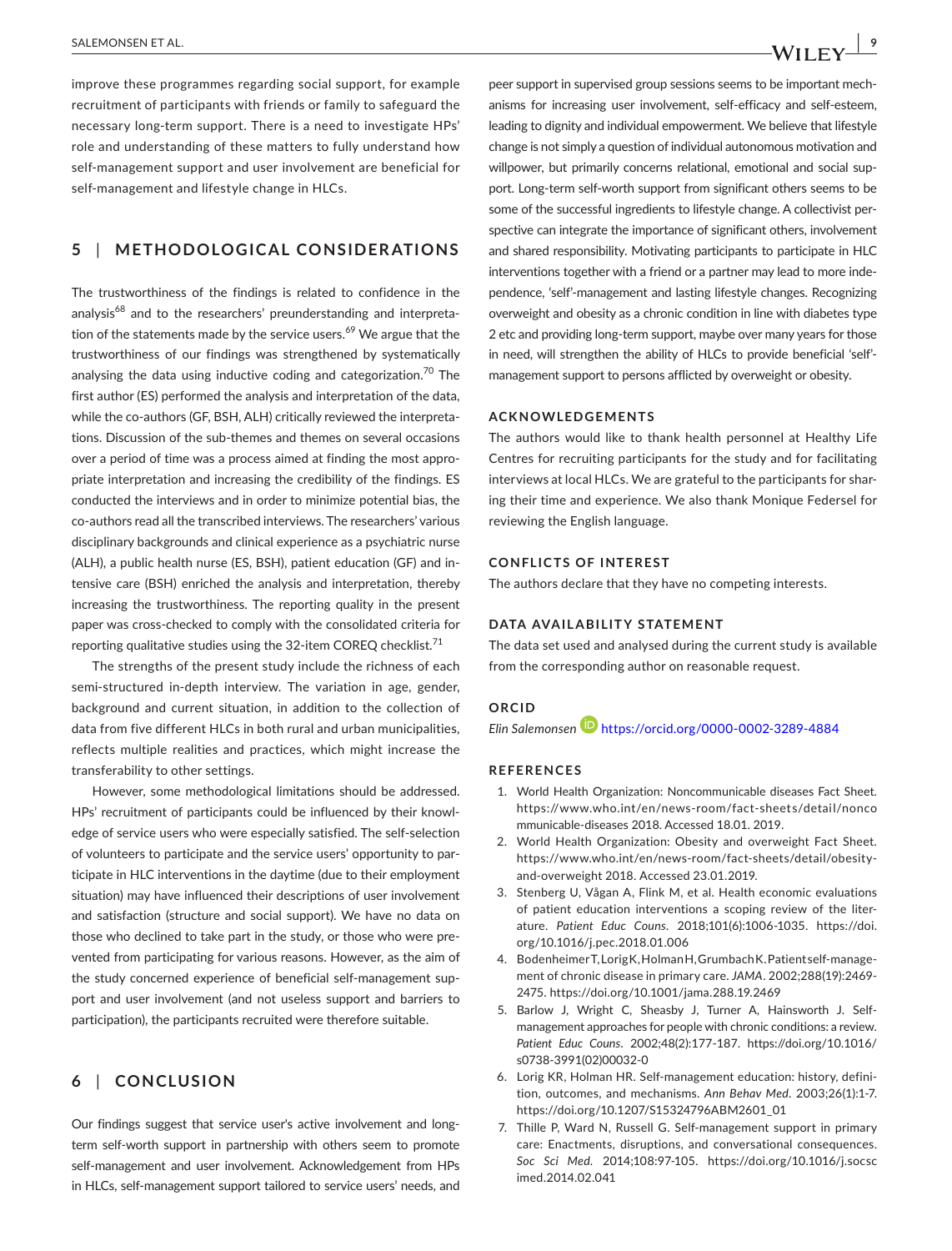improve these programmes regarding social support, for example recruitment of participants with friends or family to safeguard the necessary long-term support. There is a need to investigate HPs' role and understanding of these matters to fully understand how self-management support and user involvement are beneficial for self-management and lifestyle change in HLCs.

## 5 | METHODOLOGICAL CONSIDERATIONS

The trustworthiness of the findings is related to confidence in the analysis[68] and to the researchers' preunderstanding and interpretation of the statements made by the service users.[69] We argue that the trustworthiness of our findings was strengthened by systematically analysing the data using inductive coding and categorization.[70] The first author (ES) performed the analysis and interpretation of the data, while the co-authors (GF, BSH, ALH) critically reviewed the interpretations. Discussion of the sub-themes and themes on several occasions over a period of time was a process aimed at finding the most appropriate interpretation and increasing the credibility of the findings. ES conducted the interviews and in order to minimize potential bias, the co-authors read all the transcribed interviews. The researchers' various disciplinary backgrounds and clinical experience as a psychiatric nurse (ALH), a public health nurse (ES, BSH), patient education (GF) and intensive care (BSH) enriched the analysis and interpretation, thereby increasing the trustworthiness. The reporting quality in the present paper was cross-checked to comply with the consolidated criteria for reporting qualitative studies using the 32-item COREQ checklist.[71]

The strengths of the present study include the richness of each semi-structured in-depth interview. The variation in age, gender, background and current situation, in addition to the collection of data from five different HLCs in both rural and urban municipalities, reflects multiple realities and practices, which might increase the transferability to other settings.

However, some methodological limitations should be addressed. HPs' recruitment of participants could be influenced by their knowledge of service users who were especially satisfied. The self-selection of volunteers to participate and the service users' opportunity to participate in HLC interventions in the daytime (due to their employment situation) may have influenced their descriptions of user involvement and satisfaction (structure and social support). We have no data on those who declined to take part in the study, or those who were prevented from participating for various reasons. However, as the aim of the study concerned experience of beneficial self-management support and user involvement (and not useless support and barriers to participation), the participants recruited were therefore suitable.

## 6 | CONCLUSION

Our findings suggest that service user's active involvement and long-term self-worth support in partnership with others seem to promote self-management and user involvement. Acknowledgement from HPs in HLCs, self-management support tailored to service users' needs, and peer support in supervised group sessions seems to be important mechanisms for increasing user involvement, self-efficacy and self-esteem, leading to dignity and individual empowerment. We believe that lifestyle change is not simply a question of individual autonomous motivation and willpower, but primarily concerns relational, emotional and social support. Long-term self-worth support from significant others seems to be some of the successful ingredients to lifestyle change. A collectivist perspective can integrate the importance of significant others, involvement and shared responsibility. Motivating participants to participate in HLC interventions together with a friend or a partner may lead to more independence, 'self'-management and lasting lifestyle changes. Recognizing overweight and obesity as a chronic condition in line with diabetes type 2 etc and providing long-term support, maybe over many years for those in need, will strengthen the ability of HLCs to provide beneficial 'self'-management support to persons afflicted by overweight or obesity.

### ACKNOWLEDGEMENTS

The authors would like to thank health personnel at Healthy Life Centres for recruiting participants for the study and for facilitating interviews at local HLCs. We are grateful to the participants for sharing their time and experience. We also thank Monique Federsel for reviewing the English language.

### CONFLICTS OF INTEREST

The authors declare that they have no competing interests.

### DATA AVAILABILITY STATEMENT

The data set used and analysed during the current study is available from the corresponding author on reasonable request.

### ORCID

*Elin Salemonsen* https://orcid.org/0000-0002-3289-4884

### REFERENCES

1. World Health Organization: Noncommunicable diseases Fact Sheet. https://www.who.int/en/news-room/fact-sheets/detail/noncommunicable-diseases 2018. Accessed 18.01. 2019.
2. World Health Organization: Obesity and overweight Fact Sheet. https://www.who.int/en/news-room/fact-sheets/detail/obesity-and-overweight 2018. Accessed 23.01.2019.
3. Stenberg U, Vågan A, Flink M, et al. Health economic evaluations of patient education interventions a scoping review of the literature. *Patient Educ Couns*. 2018;101(6):1006-1035. https://doi.org/10.1016/j.pec.2018.01.006
4. Bodenheimer T, Lorig K, Holman H, Grumbach K. Patient self-management of chronic disease in primary care. *JAMA*. 2002;288(19):2469-2475. https://doi.org/10.1001/jama.288.19.2469
5. Barlow J, Wright C, Sheasby J, Turner A, Hainsworth J. Self-management approaches for people with chronic conditions: a review. *Patient Educ Couns*. 2002;48(2):177-187. https://doi.org/10.1016/s0738-3991(02)00032-0
6. Lorig KR, Holman HR. Self-management education: history, definition, outcomes, and mechanisms. *Ann Behav Med*. 2003;26(1):1-7. https://doi.org/10.1207/S15324796ABM2601_01
7. Thille P, Ward N, Russell G. Self-management support in primary care: Enactments, disruptions, and conversational consequences. *Soc Sci Med*. 2014;108:97-105. https://doi.org/10.1016/j.socscimed.2014.02.041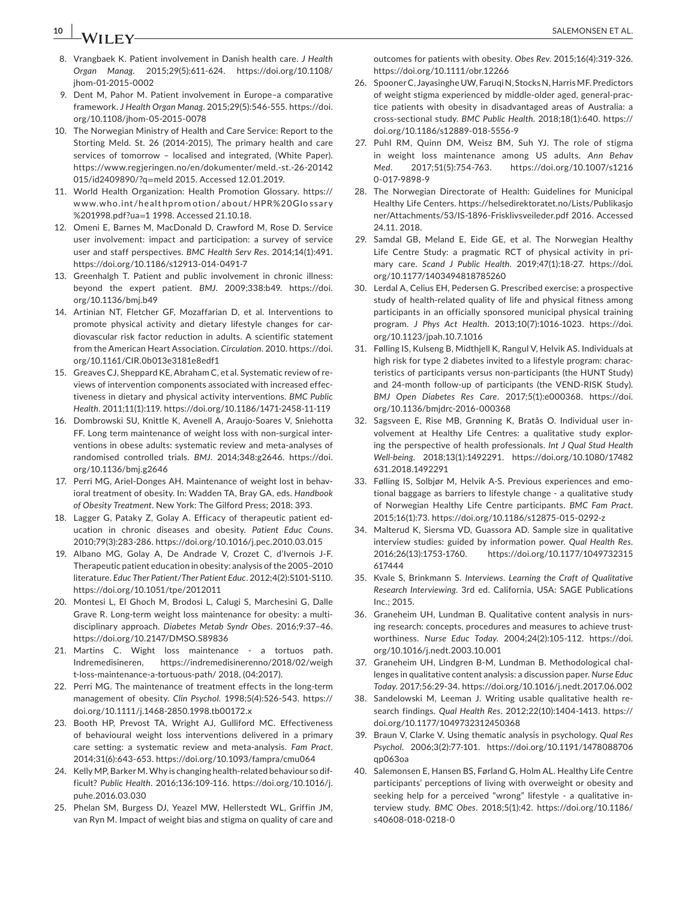8. Vrangbaek K. Patient involvement in Danish health care. *J Health Organ Manag*. 2015;29(5):611-624. https://doi.org/10.1108/jhom-01-2015-0002
9. Dent M, Pahor M. Patient involvement in Europe–a comparative framework. *J Health Organ Manag*. 2015;29(5):546-555. https://doi.org/10.1108/jhom-05-2015-0078
10. The Norwegian Ministry of Health and Care Service: Report to the Storting Meld. St. 26 (2014-2015), The primary health and care services of tomorrow – localised and integrated, (White Paper). https://www.regjeringen.no/en/dokumenter/meld.-st.-26-20142015/id2409890/?q=meld 2015. Accessed 12.01.2019.
11. World Health Organization: Health Promotion Glossary. https://www.who.int/healthpromotion/about/HPR%20Glossary%201998.pdf?ua=1 1998. Accessed 21.10.18.
12. Omeni E, Barnes M, MacDonald D, Crawford M, Rose D. Service user involvement: impact and participation: a survey of service user and staff perspectives. *BMC Health Serv Res*. 2014;14(1):491. https://doi.org/10.1186/s12913-014-0491-7
13. Greenhalgh T. Patient and public involvement in chronic illness: beyond the expert patient. *BMJ*. 2009;338:b49. https://doi.org/10.1136/bmj.b49
14. Artinian NT, Fletcher GF, Mozaffarian D, et al. Interventions to promote physical activity and dietary lifestyle changes for cardiovascular risk factor reduction in adults. A scientific statement from the American Heart Association. *Circulation*. 2010. https://doi.org/10.1161/CIR.0b013e3181e8edf1
15. Greaves CJ, Sheppard KE, Abraham C, et al. Systematic review of reviews of intervention components associated with increased effectiveness in dietary and physical activity interventions. *BMC Public Health*. 2011;11(1):119. https://doi.org/10.1186/1471-2458-11-119
16. Dombrowski SU, Knittle K, Avenell A, Araujo-Soares V, Sniehotta FF. Long term maintenance of weight loss with non-surgical interventions in obese adults: systematic review and meta-analyses of randomised controlled trials. *BMJ*. 2014;348:g2646. https://doi.org/10.1136/bmj.g2646
17. Perri MG, Ariel-Donges AH. Maintenance of weight lost in behavioral treatment of obesity. In: Wadden TA, Bray GA, eds. *Handbook of Obesity Treatment*. New York: The Gilford Press; 2018: 393.
18. Lagger G, Pataky Z, Golay A. Efficacy of therapeutic patient education in chronic diseases and obesity. *Patient Educ Couns*. 2010;79(3):283-286. https://doi.org/10.1016/j.pec.2010.03.015
19. Albano MG, Golay A, De Andrade V, Crozet C, d'Ivernois J-F. Therapeutic patient education in obesity: analysis of the 2005–2010 literature. *Educ Ther Patient/Ther Patient Educ*. 2012;4(2):S101-S110. https://doi.org/10.1051/tpe/2012011
20. Montesi L, El Ghoch M, Brodosi L, Calugi S, Marchesini G, Dalle Grave R. Long-term weight loss maintenance for obesity: a multidisciplinary approach. *Diabetes Metab Syndr Obes*. 2016;9:37–46. https://doi.org/10.2147/DMSO.S89836
21. Martins C. Wight loss maintenance - a tortuos path. Indremedisineren, https://indremedisinerenno/2018/02/weight-loss-maintenance-a-tortuous-path/ 2018, (04:2017).
22. Perri MG. The maintenance of treatment effects in the long-term management of obesity. *Clin Psychol*. 1998;5(4):526-543. https://doi.org/10.1111/j.1468-2850.1998.tb00172.x
23. Booth HP, Prevost TA, Wright AJ, Gulliford MC. Effectiveness of behavioural weight loss interventions delivered in a primary care setting: a systematic review and meta-analysis. *Fam Pract*. 2014;31(6):643-653. https://doi.org/10.1093/fampra/cmu064
24. Kelly MP, Barker M. Why is changing health-related behaviour so difficult? *Public Health*. 2016;136:109-116. https://doi.org/10.1016/j.puhe.2016.03.030
25. Phelan SM, Burgess DJ, Yeazel MW, Hellerstedt WL, Griffin JM, van Ryn M. Impact of weight bias and stigma on quality of care and outcomes for patients with obesity. *Obes Rev*. 2015;16(4):319-326. https://doi.org/10.1111/obr.12266
26. Spooner C, Jayasinghe UW, Faruqi N, Stocks N, Harris MF. Predictors of weight stigma experienced by middle-older aged, general-practice patients with obesity in disadvantaged areas of Australia: a cross-sectional study. *BMC Public Health*. 2018;18(1):640. https://doi.org/10.1186/s12889-018-5556-9
27. Puhl RM, Quinn DM, Weisz BM, Suh YJ. The role of stigma in weight loss maintenance among US adults. *Ann Behav Med*. 2017;51(5):754-763. https://doi.org/10.1007/s12160-017-9898-9
28. The Norwegian Directorate of Health: Guidelines for Municipal Healthy Life Centers. https://helsedirektoratet.no/Lists/Publikasjoner/Attachments/53/IS-1896-Frisklivsveileder.pdf 2016. Accessed 24.11. 2018.
29. Samdal GB, Meland E, Eide GE, et al. The Norwegian Healthy Life Centre Study: a pragmatic RCT of physical activity in primary care. *Scand J Public Health*. 2019;47(1):18-27. https://doi.org/10.1177/1403494818785260
30. Lerdal A, Celius EH, Pedersen G. Prescribed exercise: a prospective study of health-related quality of life and physical fitness among participants in an officially sponsored municipal physical training program. *J Phys Act Health*. 2013;10(7):1016-1023. https://doi.org/10.1123/jpah.10.7.1016
31. Følling IS, Kulseng B, Midthjell K, Rangul V, Helvik AS. Individuals at high risk for type 2 diabetes invited to a lifestyle program: characteristics of participants versus non-participants (the HUNT Study) and 24-month follow-up of participants (the VEND-RISK Study). *BMJ Open Diabetes Res Care*. 2017;5(1):e000368. https://doi.org/10.1136/bmjdrc-2016-000368
32. Sagsveen E, Rise MB, Grønning K, Bratås O. Individual user involvement at Healthy Life Centres: a qualitative study exploring the perspective of health professionals. *Int J Qual Stud Health Well-being*. 2018;13(1):1492291. https://doi.org/10.1080/17482631.2018.1492291
33. Følling IS, Solbjør M, Helvik A-S. Previous experiences and emotional baggage as barriers to lifestyle change - a qualitative study of Norwegian Healthy Life Centre participants. *BMC Fam Pract*. 2015;16(1):73. https://doi.org/10.1186/s12875-015-0292-z
34. Malterud K, Siersma VD, Guassora AD. Sample size in qualitative interview studies: guided by information power. *Qual Health Res*. 2016;26(13):1753-1760. https://doi.org/10.1177/1049732315617444
35. Kvale S, Brinkmann S. *Interviews. Learning the Craft of Qualitative Research Interviewing*. 3rd ed. California, USA: SAGE Publications Inc.; 2015.
36. Graneheim UH, Lundman B. Qualitative content analysis in nursing research: concepts, procedures and measures to achieve trustworthiness. *Nurse Educ Today*. 2004;24(2):105-112. https://doi.org/10.1016/j.nedt.2003.10.001
37. Graneheim UH, Lindgren B-M, Lundman B. Methodological challenges in qualitative content analysis: a discussion paper. *Nurse Educ Today*. 2017;56:29-34. https://doi.org/10.1016/j.nedt.2017.06.002
38. Sandelowski M, Leeman J. Writing usable qualitative health research findings. *Qual Health Res*. 2012;22(10):1404-1413. https://doi.org/10.1177/1049732312450368
39. Braun V, Clarke V. Using thematic analysis in psychology. *Qual Res Psychol*. 2006;3(2):77-101. https://doi.org/10.1191/1478088706qp063oa
40. Salemonsen E, Hansen BS, Førland G, Holm AL. Healthy Life Centre participants' perceptions of living with overweight or obesity and seeking help for a perceived "wrong" lifestyle - a qualitative interview study. *BMC Obes*. 2018;5(1):42. https://doi.org/10.1186/s40608-018-0218-0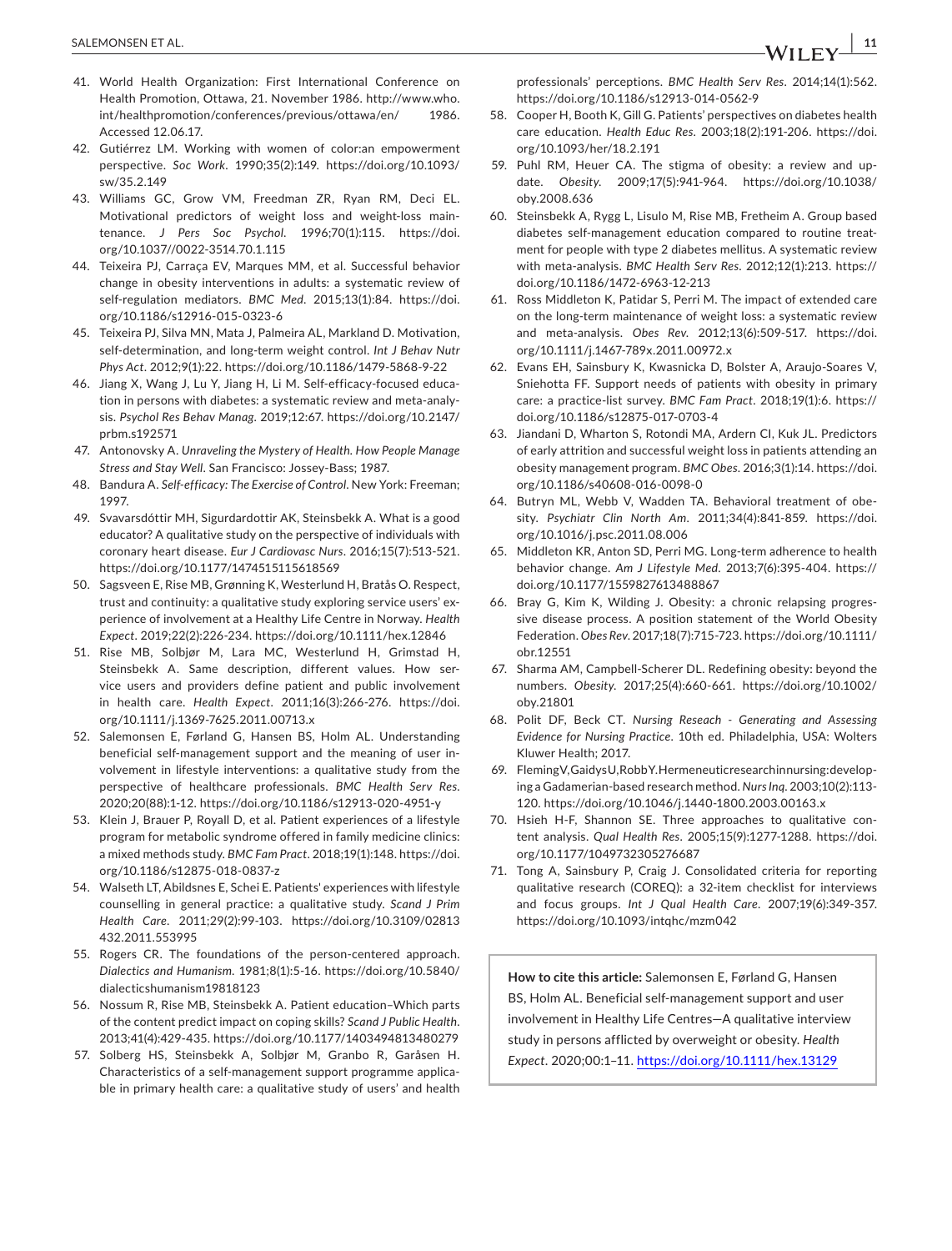41. World Health Organization: First International Conference on Health Promotion, Ottawa, 21. November 1986. http://www.who.int/healthpromotion/conferences/previous/ottawa/en/ 1986. Accessed 12.06.17.
42. Gutiérrez LM. Working with women of color:an empowerment perspective. *Soc Work*. 1990;35(2):149. https://doi.org/10.1093/sw/35.2.149
43. Williams GC, Grow VM, Freedman ZR, Ryan RM, Deci EL. Motivational predictors of weight loss and weight-loss maintenance. *J Pers Soc Psychol*. 1996;70(1):115. https://doi.org/10.1037//0022-3514.70.1.115
44. Teixeira PJ, Carraça EV, Marques MM, et al. Successful behavior change in obesity interventions in adults: a systematic review of self-regulation mediators. *BMC Med*. 2015;13(1):84. https://doi.org/10.1186/s12916-015-0323-6
45. Teixeira PJ, Silva MN, Mata J, Palmeira AL, Markland D. Motivation, self-determination, and long-term weight control. *Int J Behav Nutr Phys Act*. 2012;9(1):22. https://doi.org/10.1186/1479-5868-9-22
46. Jiang X, Wang J, Lu Y, Jiang H, Li M. Self-efficacy-focused education in persons with diabetes: a systematic review and meta-analysis. *Psychol Res Behav Manag*. 2019;12:67. https://doi.org/10.2147/prbm.s192571
47. Antonovsky A. *Unraveling the Mystery of Health. How People Manage Stress and Stay Well*. San Francisco: Jossey-Bass; 1987.
48. Bandura A. *Self-efficacy: The Exercise of Control*. New York: Freeman; 1997.
49. Svavarsdóttir MH, Sigurdardottir AK, Steinsbekk A. What is a good educator? A qualitative study on the perspective of individuals with coronary heart disease. *Eur J Cardiovasc Nurs*. 2016;15(7):513-521. https://doi.org/10.1177/1474515115618569
50. Sagsveen E, Rise MB, Grønning K, Westerlund H, Bratås O. Respect, trust and continuity: a qualitative study exploring service users' experience of involvement at a Healthy Life Centre in Norway. *Health Expect*. 2019;22(2):226-234. https://doi.org/10.1111/hex.12846
51. Rise MB, Solbjør M, Lara MC, Westerlund H, Grimstad H, Steinsbekk A. Same description, different values. How service users and providers define patient and public involvement in health care. *Health Expect*. 2011;16(3):266-276. https://doi.org/10.1111/j.1369-7625.2011.00713.x
52. Salemonsen E, Førland G, Hansen BS, Holm AL. Understanding beneficial self-management support and the meaning of user involvement in lifestyle interventions: a qualitative study from the perspective of healthcare professionals. *BMC Health Serv Res*. 2020;20(88):1-12. https://doi.org/10.1186/s12913-020-4951-y
53. Klein J, Brauer P, Royall D, et al. Patient experiences of a lifestyle program for metabolic syndrome offered in family medicine clinics: a mixed methods study. *BMC Fam Pract*. 2018;19(1):148. https://doi.org/10.1186/s12875-018-0837-z
54. Walseth LT, Abildsnes E, Schei E. Patients' experiences with lifestyle counselling in general practice: a qualitative study. *Scand J Prim Health Care*. 2011;29(2):99-103. https://doi.org/10.3109/02813432.2011.553995
55. Rogers CR. The foundations of the person-centered approach. *Dialectics and Humanism*. 1981;8(1):5-16. https://doi.org/10.5840/dialecticshumanism19818123
56. Nossum R, Rise MB, Steinsbekk A. Patient education–Which parts of the content predict impact on coping skills? *Scand J Public Health*. 2013;41(4):429-435. https://doi.org/10.1177/1403494813480279
57. Solberg HS, Steinsbekk A, Solbjør M, Granbo R, Garåsen H. Characteristics of a self-management support programme applicable in primary health care: a qualitative study of users' and health professionals' perceptions. *BMC Health Serv Res*. 2014;14(1):562. https://doi.org/10.1186/s12913-014-0562-9
58. Cooper H, Booth K, Gill G. Patients' perspectives on diabetes health care education. *Health Educ Res*. 2003;18(2):191-206. https://doi.org/10.1093/her/18.2.191
59. Puhl RM, Heuer CA. The stigma of obesity: a review and update. *Obesity*. 2009;17(5):941-964. https://doi.org/10.1038/oby.2008.636
60. Steinsbekk A, Rygg L, Lisulo M, Rise MB, Fretheim A. Group based diabetes self-management education compared to routine treatment for people with type 2 diabetes mellitus. A systematic review with meta-analysis. *BMC Health Serv Res*. 2012;12(1):213. https://doi.org/10.1186/1472-6963-12-213
61. Ross Middleton K, Patidar S, Perri M. The impact of extended care on the long-term maintenance of weight loss: a systematic review and meta-analysis. *Obes Rev*. 2012;13(6):509-517. https://doi.org/10.1111/j.1467-789x.2011.00972.x
62. Evans EH, Sainsbury K, Kwasnicka D, Bolster A, Araujo-Soares V, Sniehotta FF. Support needs of patients with obesity in primary care: a practice-list survey. *BMC Fam Pract*. 2018;19(1):6. https://doi.org/10.1186/s12875-017-0703-4
63. Jiandani D, Wharton S, Rotondi MA, Ardern CI, Kuk JL. Predictors of early attrition and successful weight loss in patients attending an obesity management program. *BMC Obes*. 2016;3(1):14. https://doi.org/10.1186/s40608-016-0098-0
64. Butryn ML, Webb V, Wadden TA. Behavioral treatment of obesity. *Psychiatr Clin North Am*. 2011;34(4):841-859. https://doi.org/10.1016/j.psc.2011.08.006
65. Middleton KR, Anton SD, Perri MG. Long-term adherence to health behavior change. *Am J Lifestyle Med*. 2013;7(6):395-404. https://doi.org/10.1177/1559827613488867
66. Bray G, Kim K, Wilding J. Obesity: a chronic relapsing progressive disease process. A position statement of the World Obesity Federation. *Obes Rev*. 2017;18(7):715-723. https://doi.org/10.1111/obr.12551
67. Sharma AM, Campbell-Scherer DL. Redefining obesity: beyond the numbers. *Obesity*. 2017;25(4):660-661. https://doi.org/10.1002/oby.21801
68. Polit DF, Beck CT. *Nursing Reseach - Generating and Assessing Evidence for Nursing Practice*. 10th ed. Philadelphia, USA: Wolters Kluwer Health; 2017.
69. Fleming V, Gaidys U, Robb Y. Hermeneutic research in nursing: developing a Gadamerian-based research method. *Nurs Inq*. 2003;10(2):113-120. https://doi.org/10.1046/j.1440-1800.2003.00163.x
70. Hsieh H-F, Shannon SE. Three approaches to qualitative content analysis. *Qual Health Res*. 2005;15(9):1277-1288. https://doi.org/10.1177/1049732305276687
71. Tong A, Sainsbury P, Craig J. Consolidated criteria for reporting qualitative research (COREQ): a 32-item checklist for interviews and focus groups. *Int J Qual Health Care*. 2007;19(6):349-357. https://doi.org/10.1093/intqhc/mzm042

**How to cite this article:** Salemonsen E, Førland G, Hansen BS, Holm AL. Beneficial self-management support and user involvement in Healthy Life Centres—A qualitative interview study in persons afflicted by overweight or obesity. *Health Expect*. 2020;00:1–11. https://doi.org/10.1111/hex.13129